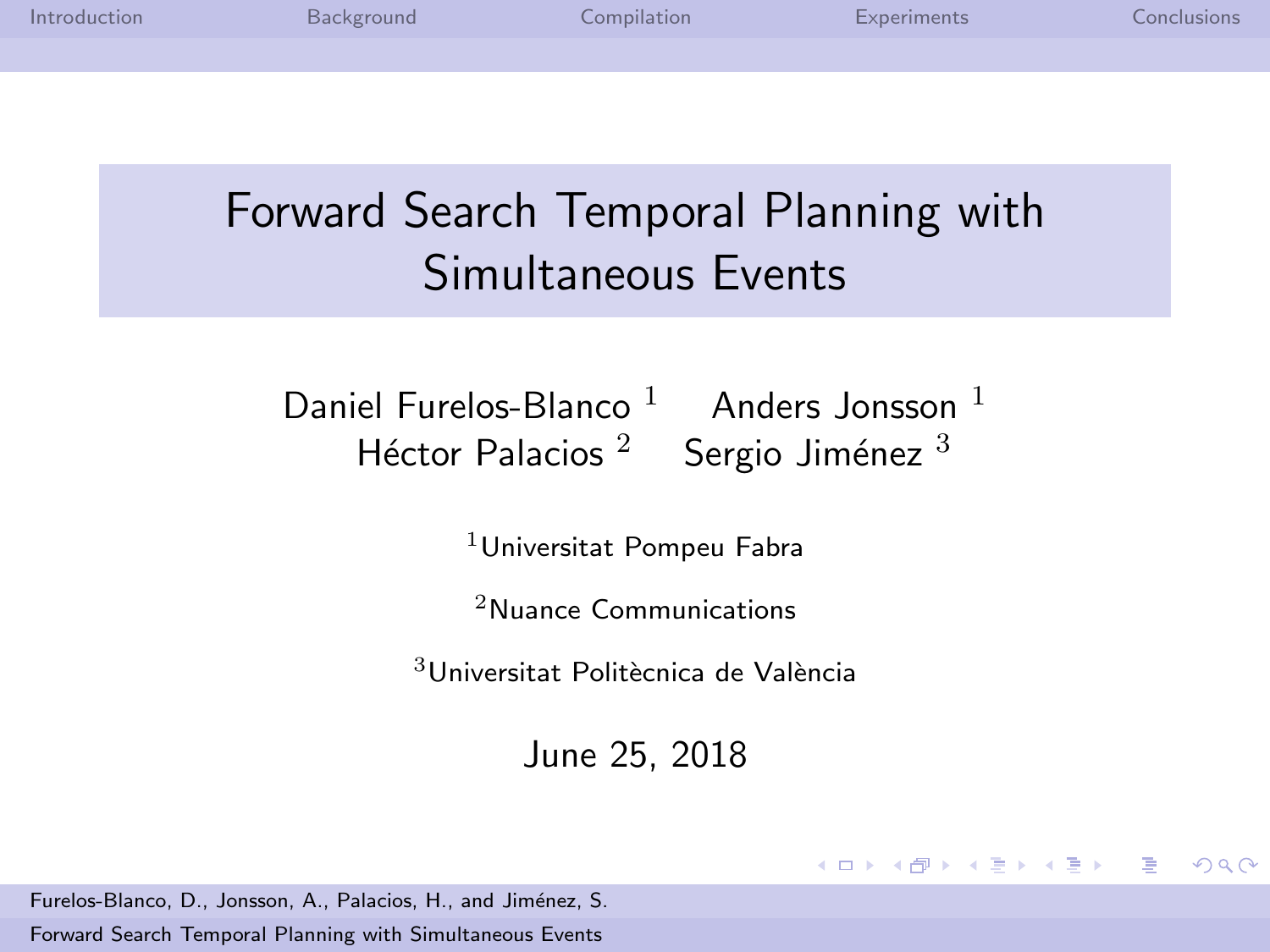# Forward Search Temporal Planning with Simultaneous Events

Daniel Furelos-Blanco [1]    Anders Jonsson [1]
Héctor Palacios [2]    Sergio Jiménez [3]

[1] Universitat Pompeu Fabra

[2] Nuance Communications

[3] Universitat Politècnica de València

June 25, 2018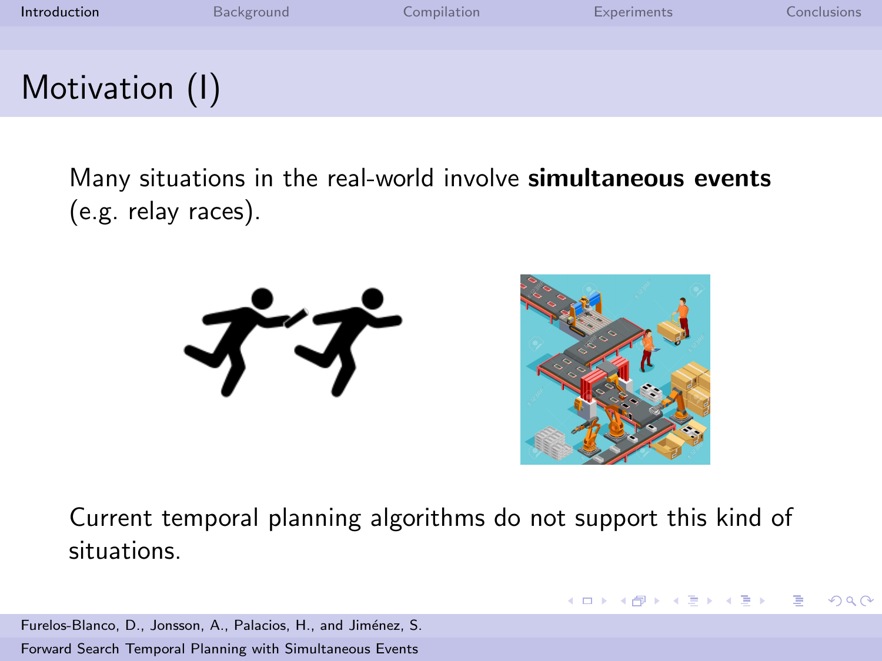# Motivation (I)

Many situations in the real-world involve **simultaneous events** (e.g. relay races).

Current temporal planning algorithms do not support this kind of situations.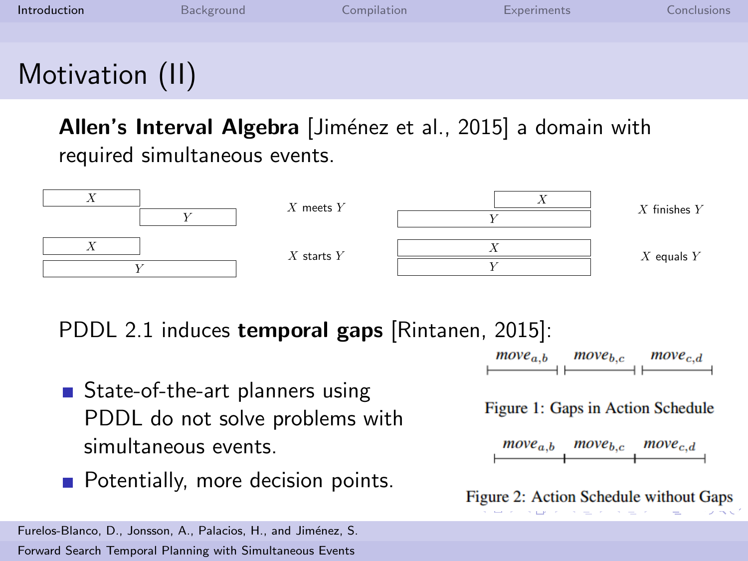# Motivation (II)

**Allen's Interval Algebra** [Jiménez et al., 2015] a domain with required simultaneous events.

$X$ meets $Y$

$X$ finishes $Y$

$X$ starts $Y$

$X$ equals $Y$

PDDL 2.1 induces **temporal gaps** [Rintanen, 2015]:

- State-of-the-art planners using PDDL do not solve problems with simultaneous events.
- Potentially, more decision points.

$move_{a,b}$ $move_{b,c}$ $move_{c,d}$

Figure 1: Gaps in Action Schedule

$move_{a,b}$ $move_{b,c}$ $move_{c,d}$

Figure 2: Action Schedule without Gaps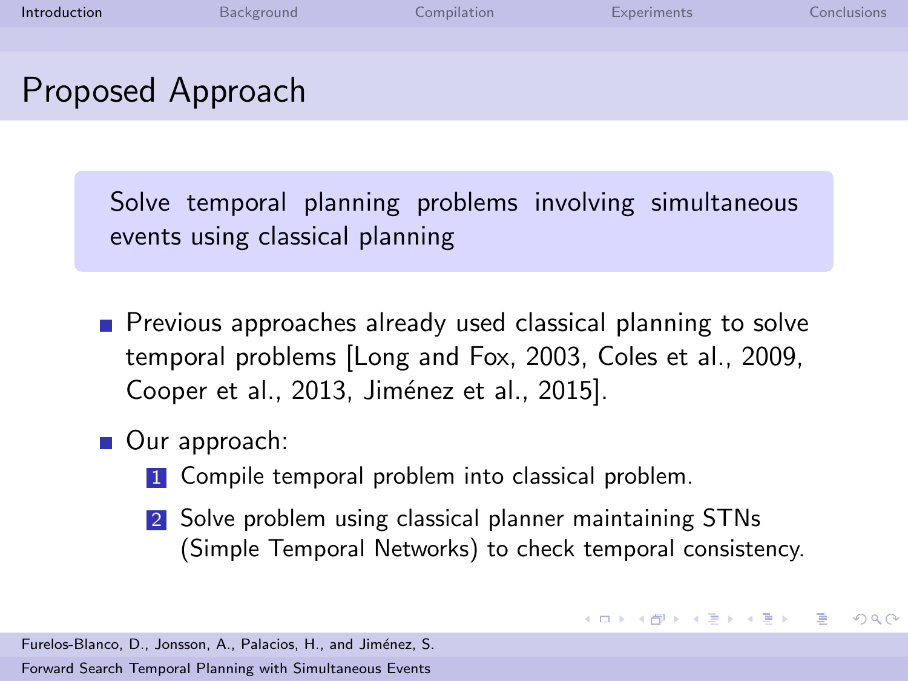# Proposed Approach

> Solve temporal planning problems involving simultaneous events using classical planning

- Previous approaches already used classical planning to solve temporal problems [Long and Fox, 2003, Coles et al., 2009, Cooper et al., 2013, Jiménez et al., 2015].
- Our approach:
  1. Compile temporal problem into classical problem.
  2. Solve problem using classical planner maintaining STNs (Simple Temporal Networks) to check temporal consistency.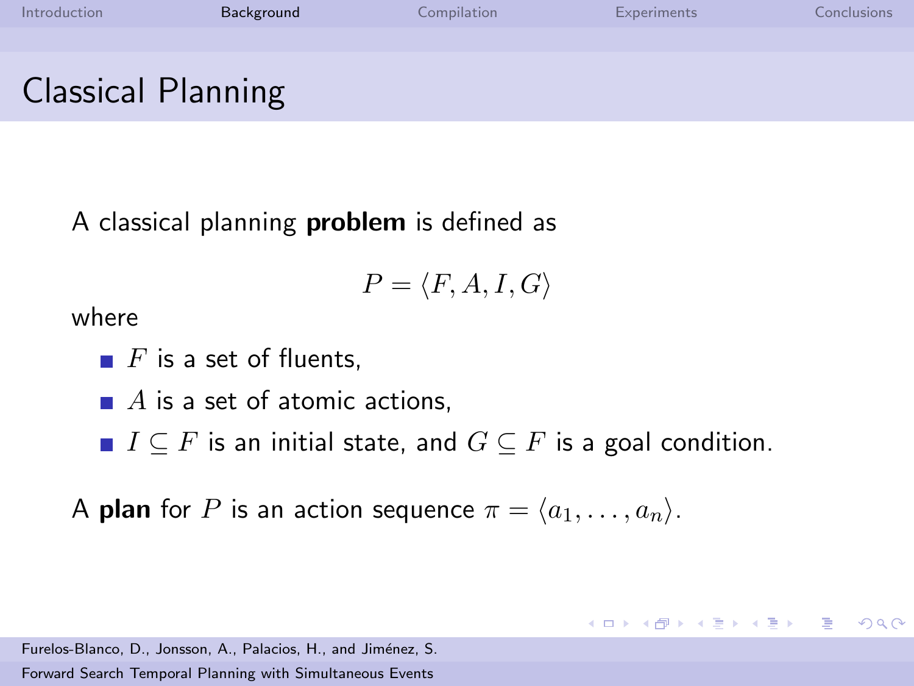# Classical Planning

A classical planning **problem** is defined as

$$P = \langle F, A, I, G \rangle$$

where

- $F$ is a set of fluents,
- $A$ is a set of atomic actions,
- $I \subseteq F$ is an initial state, and $G \subseteq F$ is a goal condition.

A **plan** for $P$ is an action sequence $\pi = \langle a_1, \ldots, a_n \rangle$.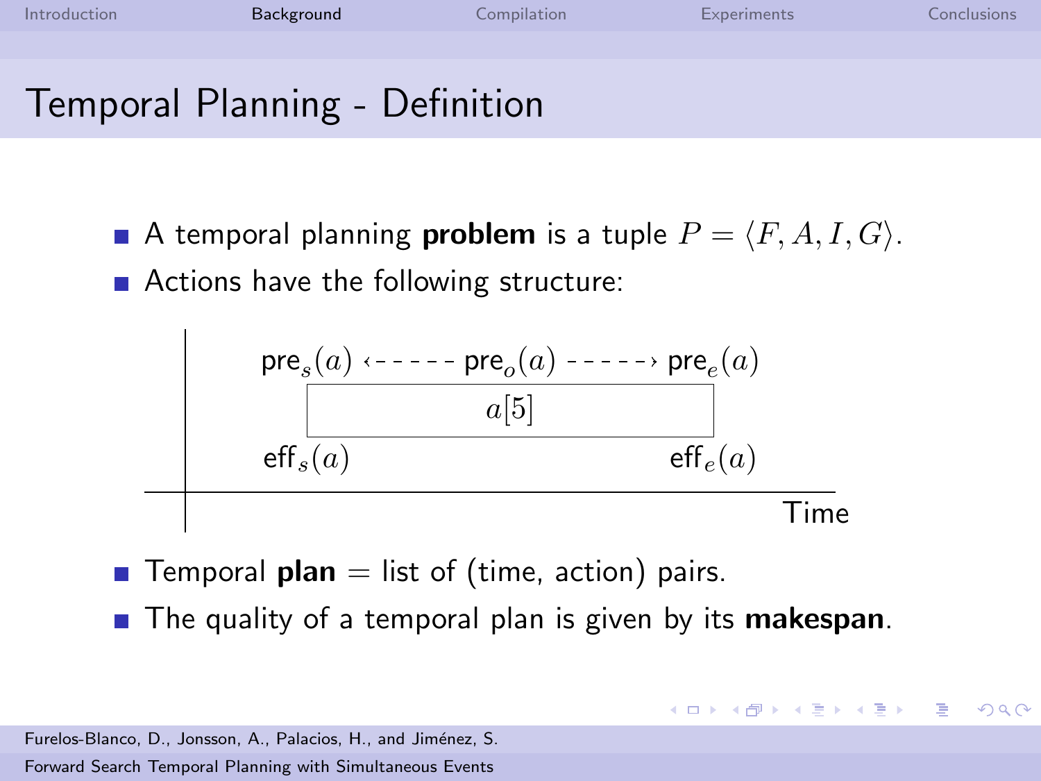# Temporal Planning - Definition

- A temporal planning **problem** is a tuple $P = \langle F, A, I, G \rangle$.
- Actions have the following structure:

$\text{pre}_s(a)$ ←- - - - - $\text{pre}_o(a)$ - - - - -→ $\text{pre}_e(a)$

$a[5]$

$\text{eff}_s(a)$ $\text{eff}_e(a)$

Time

- Temporal **plan** = list of (time, action) pairs.
- The quality of a temporal plan is given by its **makespan**.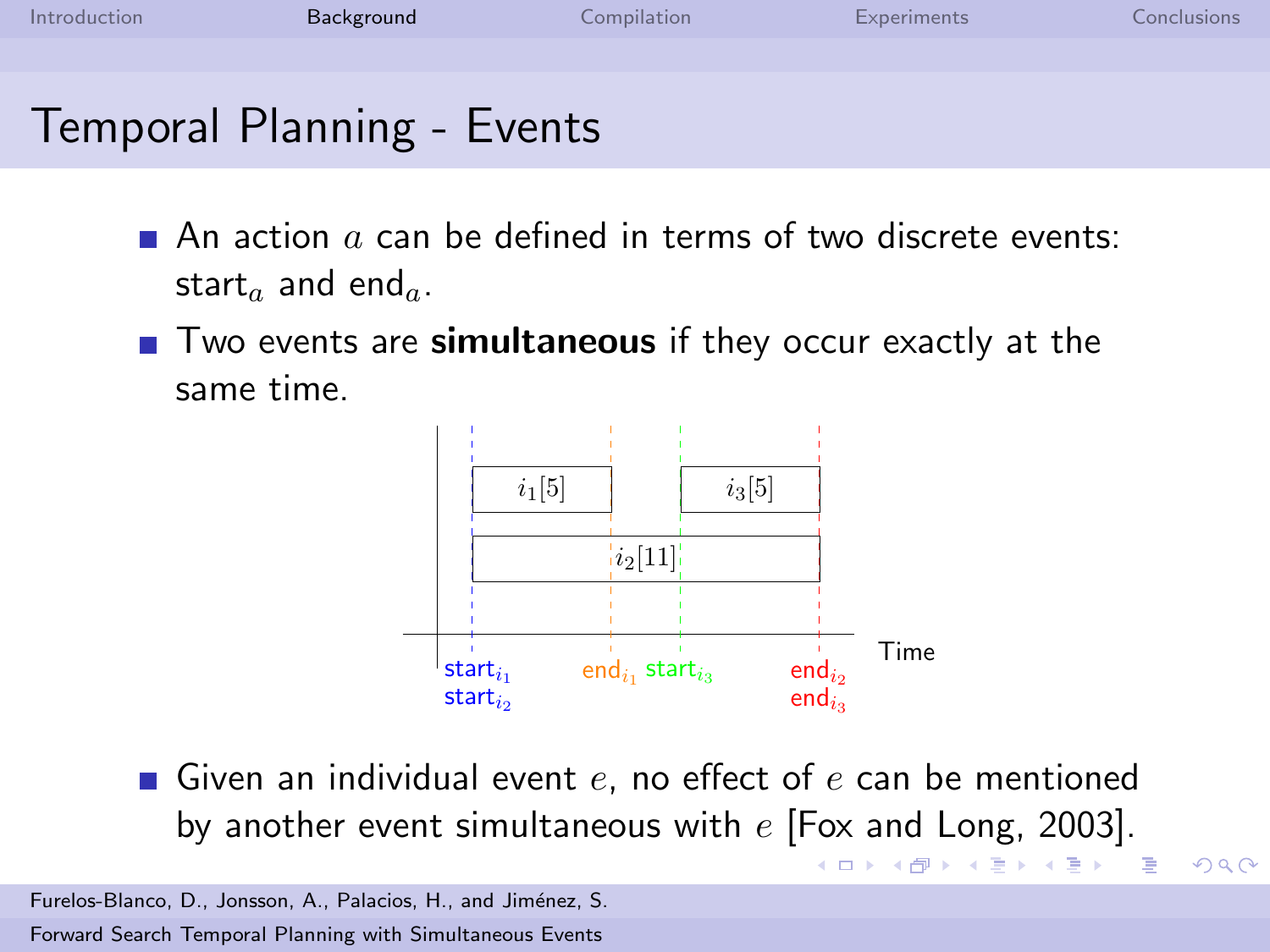# Temporal Planning - Events

- An action $a$ can be defined in terms of two discrete events: start$_a$ and end$_a$.
- Two events are **simultaneous** if they occur exactly at the same time.

$i_1[5]$ $i_3[5]$ $i_2[11]$

Time

start$_{i_1}$ start$_{i_2}$ end$_{i_1}$ start$_{i_3}$ end$_{i_2}$ end$_{i_3}$

- Given an individual event $e$, no effect of $e$ can be mentioned by another event simultaneous with $e$ [Fox and Long, 2003].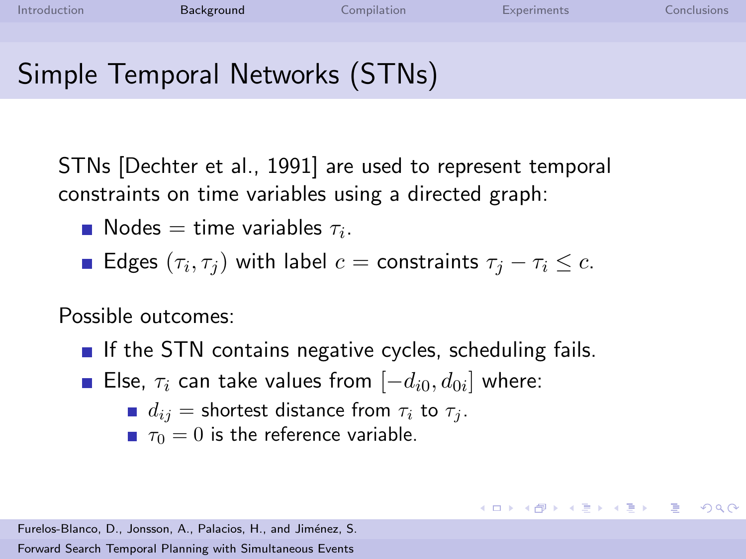# Simple Temporal Networks (STNs)

STNs [Dechter et al., 1991] are used to represent temporal constraints on time variables using a directed graph:

- Nodes = time variables $\tau_i$.
- Edges $(\tau_i, \tau_j)$ with label $c$ = constraints $\tau_j - \tau_i \leq c$.

Possible outcomes:

- If the STN contains negative cycles, scheduling fails.
- Else, $\tau_i$ can take values from $[-d_{i0}, d_{0i}]$ where:
  - $d_{ij}$ = shortest distance from $\tau_i$ to $\tau_j$.
  - $\tau_0 = 0$ is the reference variable.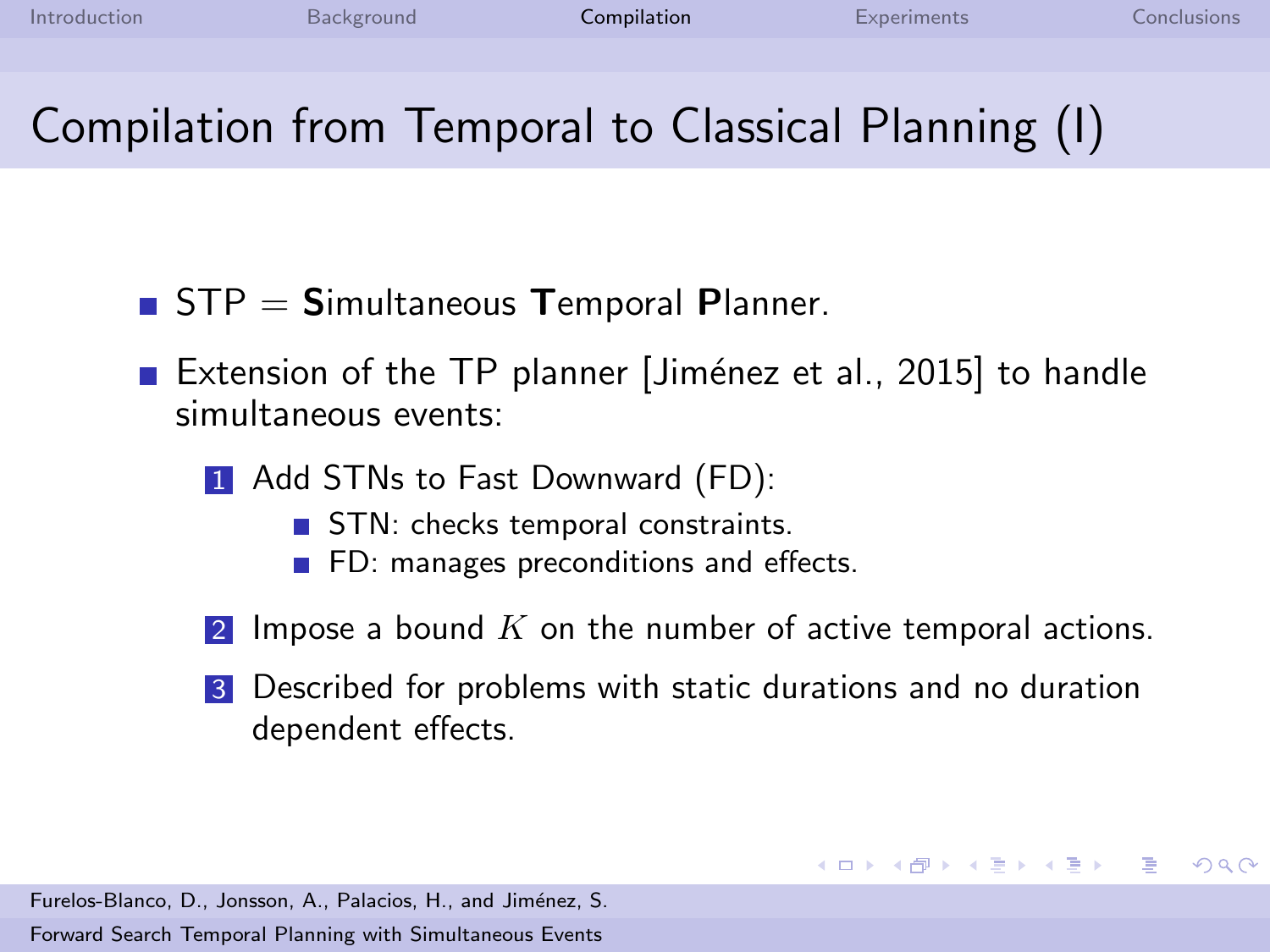# Compilation from Temporal to Classical Planning (I)

- STP = **S**imultaneous **T**emporal **P**lanner.
- Extension of the TP planner [Jiménez et al., 2015] to handle simultaneous events:
  1. Add STNs to Fast Downward (FD):
     - STN: checks temporal constraints.
     - FD: manages preconditions and effects.
  2. Impose a bound $K$ on the number of active temporal actions.
  3. Described for problems with static durations and no duration dependent effects.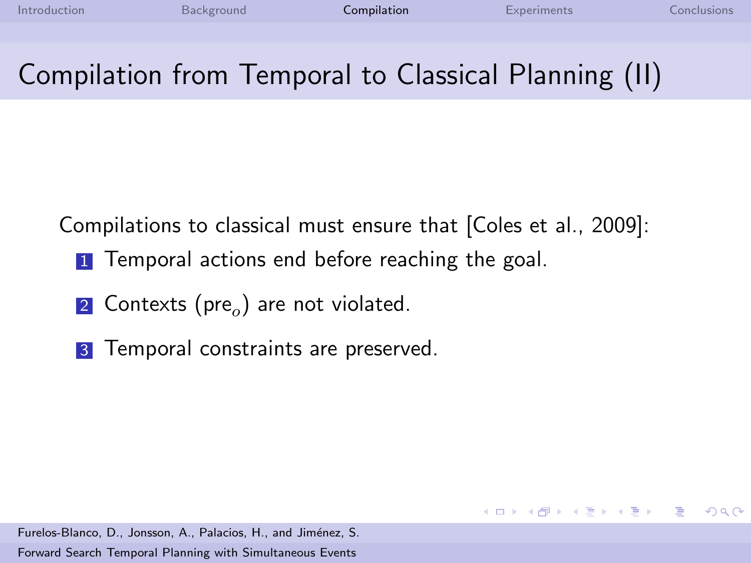# Compilation from Temporal to Classical Planning (II)

Compilations to classical must ensure that [Coles et al., 2009]:

1. Temporal actions end before reaching the goal.
2. Contexts ($\text{pre}_o$) are not violated.
3. Temporal constraints are preserved.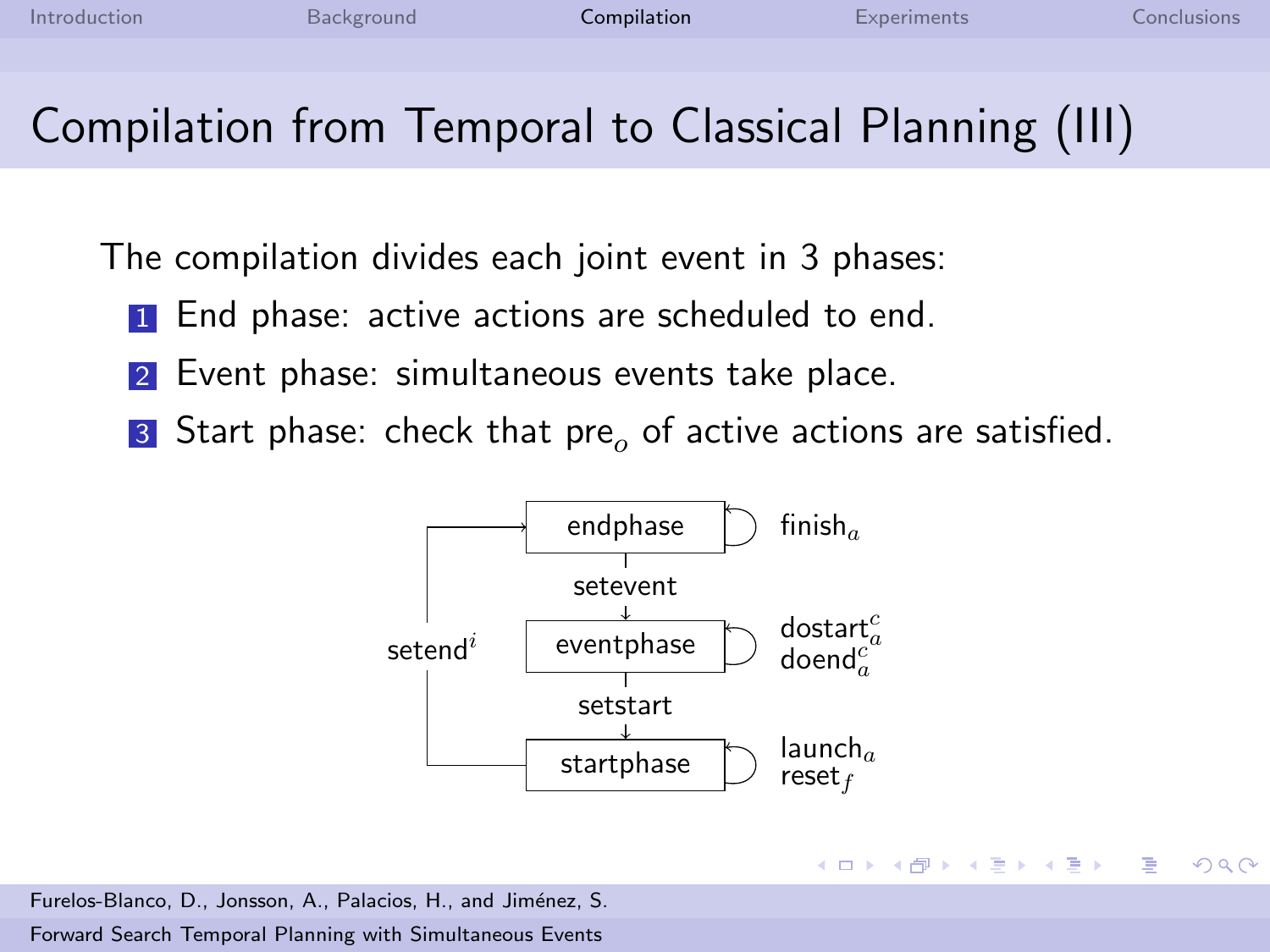# Compilation from Temporal to Classical Planning (III)

The compilation divides each joint event in 3 phases:

1. End phase: active actions are scheduled to end.
2. Event phase: simultaneous events take place.
3. Start phase: check that $\text{pre}_o$ of active actions are satisfied.

endphase — $\text{finish}_a$

setevent

eventphase — $\text{dostart}_a^c$, $\text{doend}_a^c$

setstart

startphase — $\text{launch}_a$, $\text{reset}_f$

$\text{setend}^i$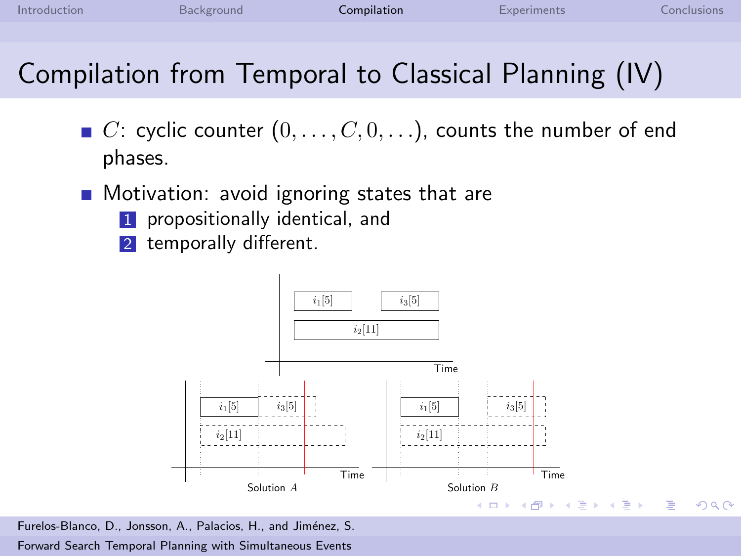# Compilation from Temporal to Classical Planning (IV)

- $C$: cyclic counter $(0, \ldots, C, 0, \ldots)$, counts the number of end phases.
- Motivation: avoid ignoring states that are
  1. propositionally identical, and
  2. temporally different.

$i_1[5]$ $i_3[5]$ $i_2[11]$ Time

$i_1[5]$ $i_3[5]$ $i_2[11]$ Time

Solution $A$

$i_1[5]$ $i_3[5]$ $i_2[11]$ Time

Solution $B$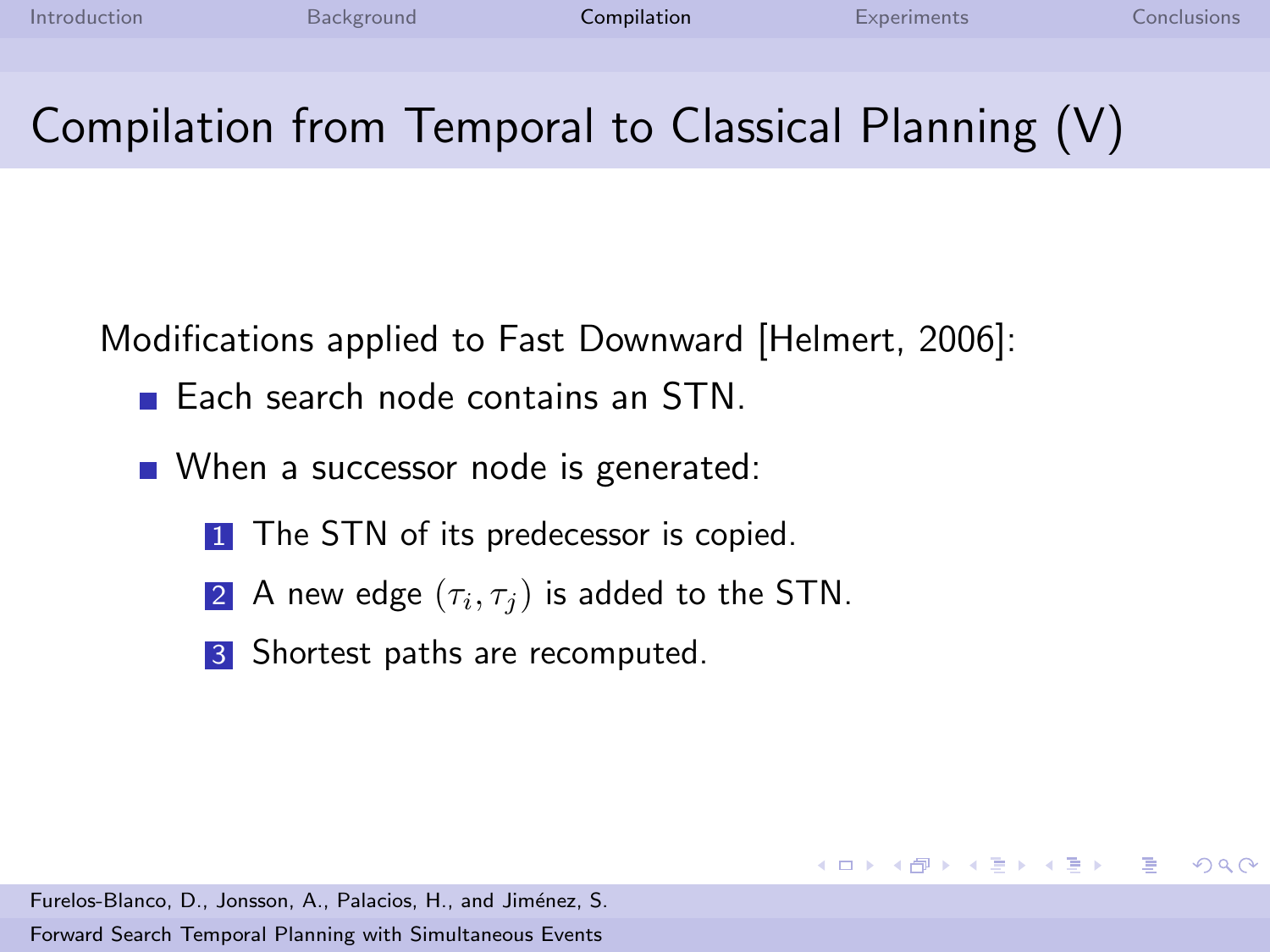# Compilation from Temporal to Classical Planning (V)

Modifications applied to Fast Downward [Helmert, 2006]:

- Each search node contains an STN.
- When a successor node is generated:
  1. The STN of its predecessor is copied.
  2. A new edge $(\tau_i, \tau_j)$ is added to the STN.
  3. Shortest paths are recomputed.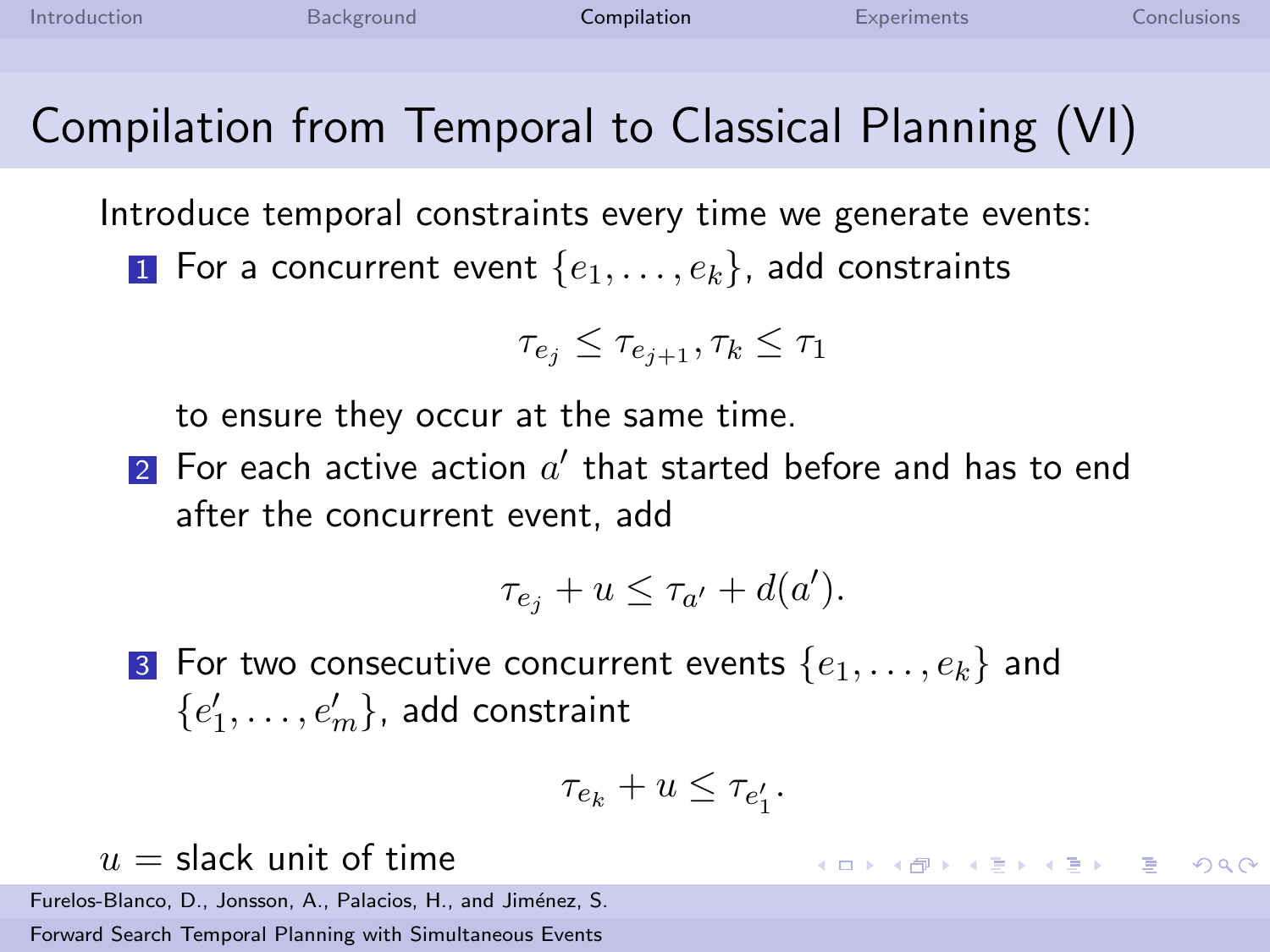# Compilation from Temporal to Classical Planning (VI)

Introduce temporal constraints every time we generate events:

1. For a concurrent event $\{e_1, \ldots, e_k\}$, add constraints

$$\tau_{e_j} \leq \tau_{e_{j+1}}, \tau_k \leq \tau_1$$

   to ensure they occur at the same time.

2. For each active action $a'$ that started before and has to end after the concurrent event, add

$$\tau_{e_j} + u \leq \tau_{a'} + d(a').$$

3. For two consecutive concurrent events $\{e_1, \ldots, e_k\}$ and $\{e'_1, \ldots, e'_m\}$, add constraint

$$\tau_{e_k} + u \leq \tau_{e'_1}.$$

$u$ = slack unit of time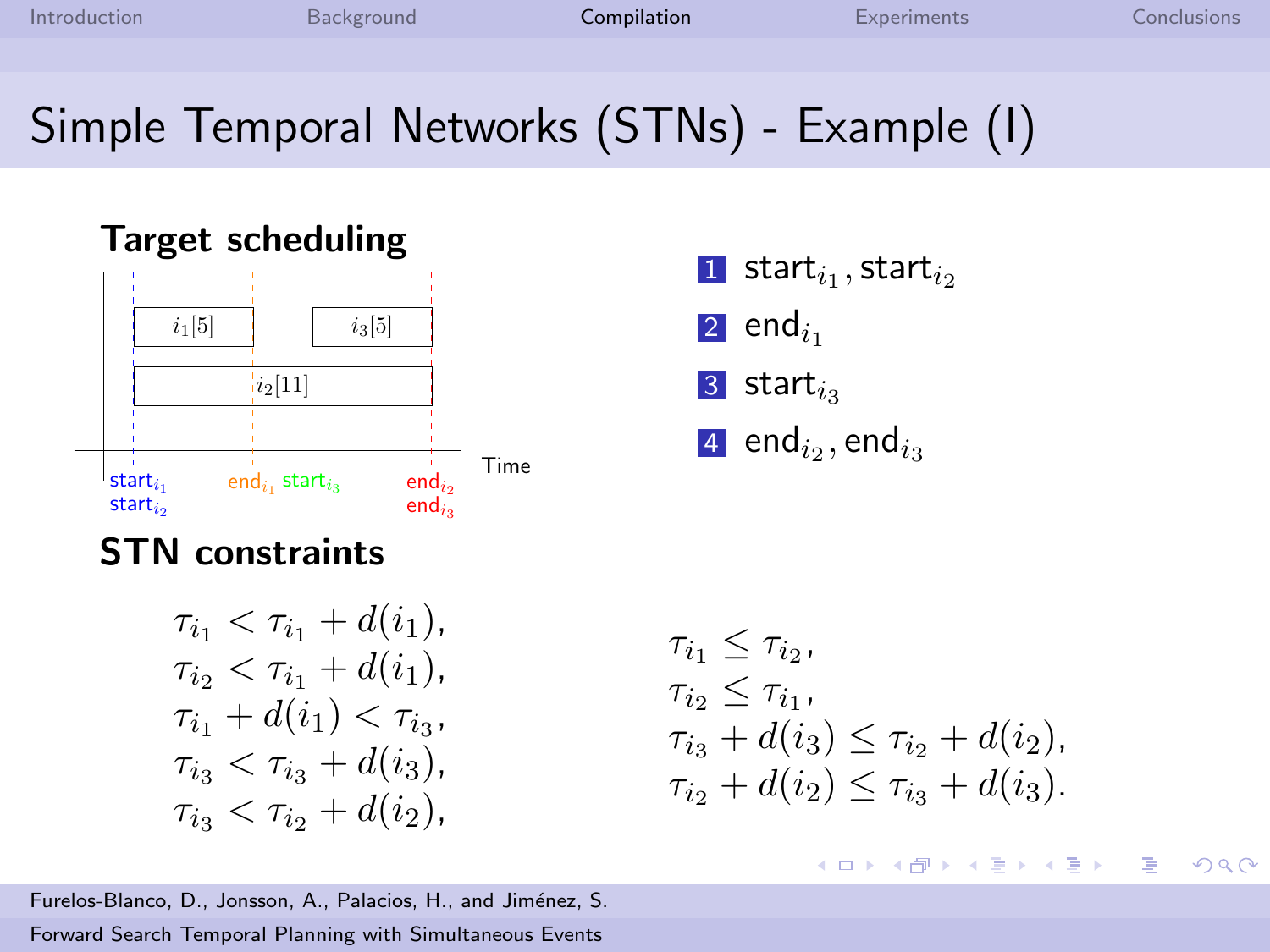# Simple Temporal Networks (STNs) - Example (I)

## Target scheduling

| | | | |
|---|---|---|---|
| $i_1[5]$ | | $i_3[5]$ | |
| $i_2[11]$ | | | |
| start$_{i_1}$, start$_{i_2}$ | end$_{i_1}$ | start$_{i_3}$ | end$_{i_2}$, end$_{i_3}$ |

Time

1. start$_{i_1}$, start$_{i_2}$
2. end$_{i_1}$
3. start$_{i_3}$
4. end$_{i_2}$, end$_{i_3}$

## STN constraints

$$
\begin{aligned}
\tau_{i_1} &< \tau_{i_1} + d(i_1), \\
\tau_{i_2} &< \tau_{i_1} + d(i_1), \\
\tau_{i_1} + d(i_1) &< \tau_{i_3}, \\
\tau_{i_3} &< \tau_{i_3} + d(i_3), \\
\tau_{i_3} &< \tau_{i_2} + d(i_2),
\end{aligned}
$$

$$
\begin{aligned}
\tau_{i_1} &\leq \tau_{i_2}, \\
\tau_{i_2} &\leq \tau_{i_1}, \\
\tau_{i_3} + d(i_3) &\leq \tau_{i_2} + d(i_2), \\
\tau_{i_2} + d(i_2) &\leq \tau_{i_3} + d(i_3).
\end{aligned}
$$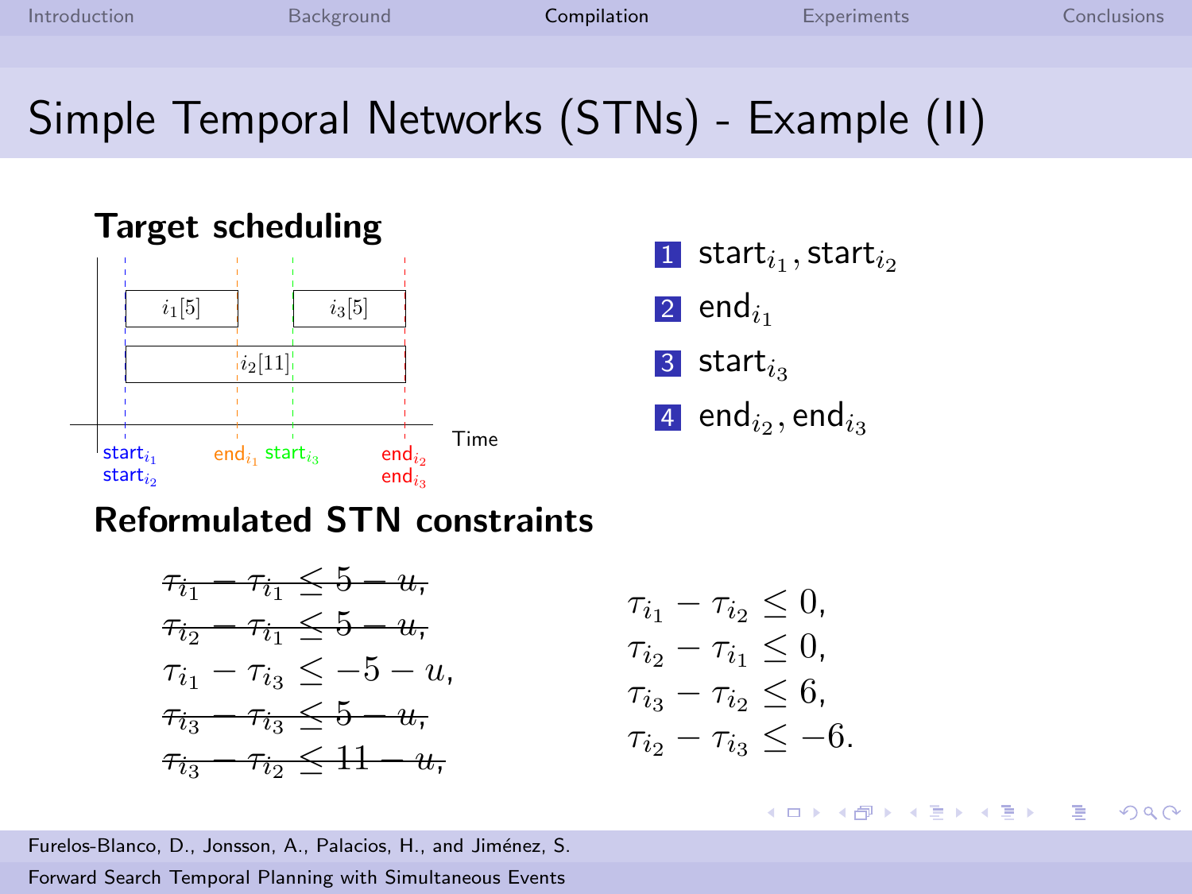# Simple Temporal Networks (STNs) - Example (II)

## Target scheduling

Time

$i_1[5]$ $i_3[5]$ $i_2[11]$

start$_{i_1}$ start$_{i_2}$ end$_{i_1}$ start$_{i_3}$ end$_{i_2}$ end$_{i_3}$

1. start$_{i_1}$, start$_{i_2}$
2. end$_{i_1}$
3. start$_{i_3}$
4. end$_{i_2}$, end$_{i_3}$

## Reformulated STN constraints

$$\begin{aligned}
&\cancel{\tau_{i_1} - \tau_{i_1} \leq 5 - u,} \\
&\cancel{\tau_{i_2} - \tau_{i_1} \leq 5 - u,} \\
&\tau_{i_1} - \tau_{i_3} \leq -5 - u, \\
&\cancel{\tau_{i_3} - \tau_{i_3} \leq 5 - u,} \\
&\cancel{\tau_{i_3} - \tau_{i_2} \leq 11 - u,}
\end{aligned}$$

$$\begin{aligned}
&\tau_{i_1} - \tau_{i_2} \leq 0, \\
&\tau_{i_2} - \tau_{i_1} \leq 0, \\
&\tau_{i_3} - \tau_{i_2} \leq 6, \\
&\tau_{i_2} - \tau_{i_3} \leq -6.
\end{aligned}$$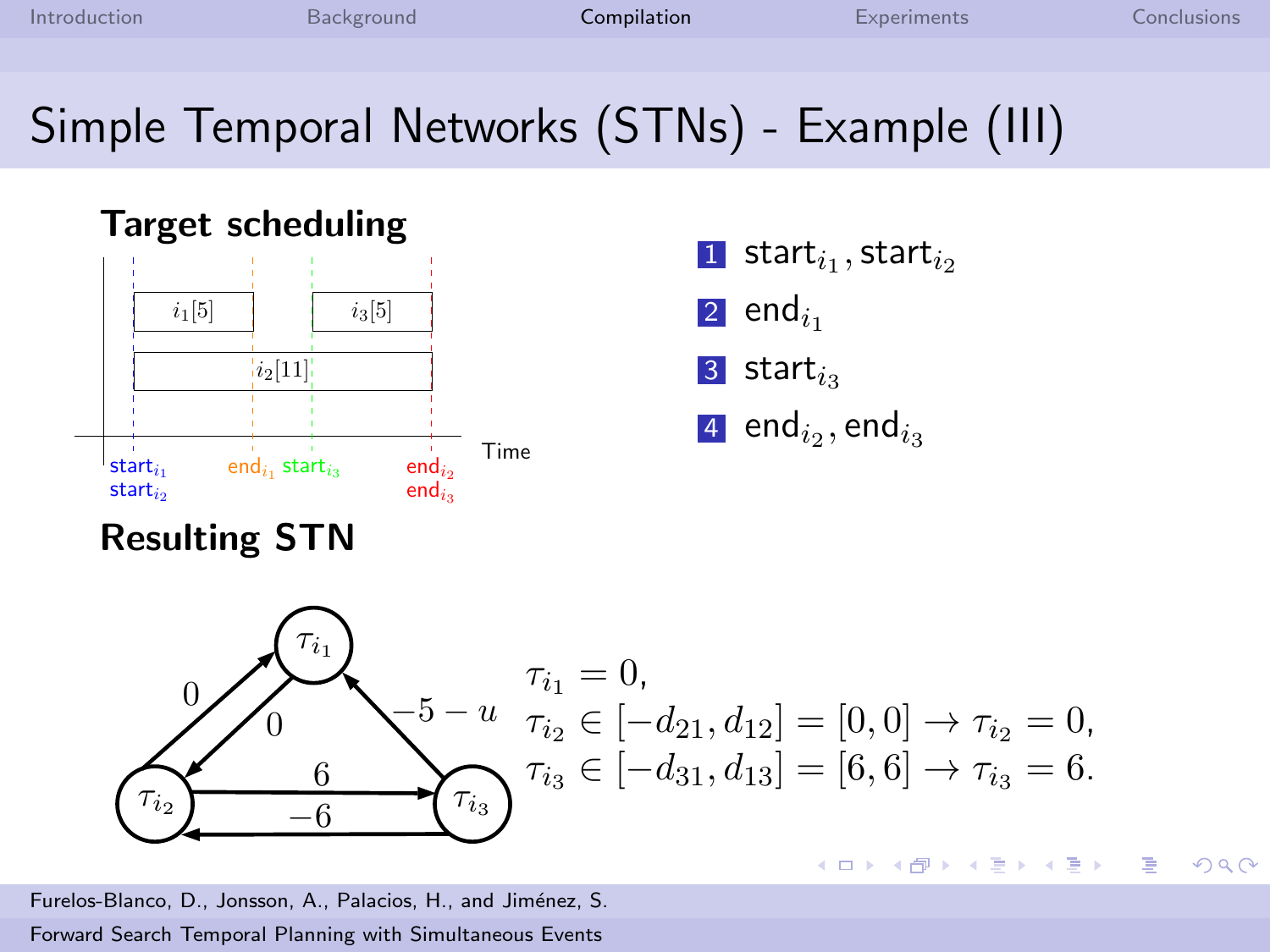# Simple Temporal Networks (STNs) - Example (III)

## Target scheduling

1. $\text{start}_{i_1}, \text{start}_{i_2}$
2. $\text{end}_{i_1}$
3. $\text{start}_{i_3}$
4. $\text{end}_{i_2}, \text{end}_{i_3}$

## Resulting STN

$$\tau_{i_1} = 0,$$
$$\tau_{i_2} \in [-d_{21}, d_{12}] = [0, 0] \rightarrow \tau_{i_2} = 0,$$
$$\tau_{i_3} \in [-d_{31}, d_{13}] = [6, 6] \rightarrow \tau_{i_3} = 6.$$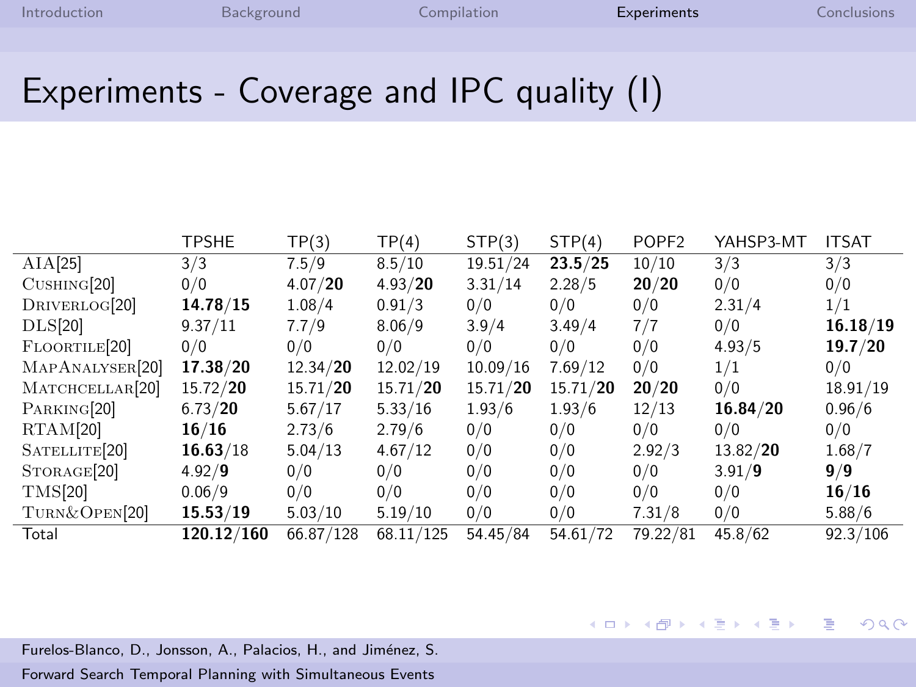# Experiments - Coverage and IPC quality (I)

| | TPSHE | TP(3) | TP(4) | STP(3) | STP(4) | POPF2 | YAHSP3-MT | ITSAT |
|---|---|---|---|---|---|---|---|---|
| AIA[25] | 3/3 | 7.5/9 | 8.5/10 | 19.51/24 | **23.5**/**25** | 10/10 | 3/3 | 3/3 |
| CUSHING[20] | 0/0 | 4.07/**20** | 4.93/**20** | 3.31/14 | 2.28/5 | **20**/**20** | 0/0 | 0/0 |
| DRIVERLOG[20] | **14.78**/**15** | 1.08/4 | 0.91/3 | 0/0 | 0/0 | 0/0 | 2.31/4 | 1/1 |
| DLS[20] | 9.37/11 | 7.7/9 | 8.06/9 | 3.9/4 | 3.49/4 | 7/7 | 0/0 | **16.18**/**19** |
| FLOORTILE[20] | 0/0 | 0/0 | 0/0 | 0/0 | 0/0 | 0/0 | 4.93/5 | **19.7**/**20** |
| MAPANALYSER[20] | **17.38**/**20** | 12.34/**20** | 12.02/19 | 10.09/16 | 7.69/12 | 0/0 | 1/1 | 0/0 |
| MATCHCELLAR[20] | 15.72/**20** | 15.71/**20** | 15.71/**20** | 15.71/**20** | 15.71/**20** | **20**/**20** | 0/0 | 18.91/19 |
| PARKING[20] | 6.73/**20** | 5.67/17 | 5.33/16 | 1.93/6 | 1.93/6 | 12/13 | **16.84**/**20** | 0.96/6 |
| RTAM[20] | **16**/**16** | 2.73/6 | 2.79/6 | 0/0 | 0/0 | 0/0 | 0/0 | 0/0 |
| SATELLITE[20] | **16.63**/18 | 5.04/13 | 4.67/12 | 0/0 | 0/0 | 2.92/3 | 13.82/**20** | 1.68/7 |
| STORAGE[20] | 4.92/**9** | 0/0 | 0/0 | 0/0 | 0/0 | 0/0 | 3.91/**9** | **9**/**9** |
| TMS[20] | 0.06/9 | 0/0 | 0/0 | 0/0 | 0/0 | 0/0 | 0/0 | **16**/**16** |
| TURN&OPEN[20] | **15.53**/**19** | 5.03/10 | 5.19/10 | 0/0 | 0/0 | 7.31/8 | 0/0 | 5.88/6 |
| Total | **120.12**/**160** | 66.87/128 | 68.11/125 | 54.45/84 | 54.61/72 | 79.22/81 | 45.8/62 | 92.3/106 |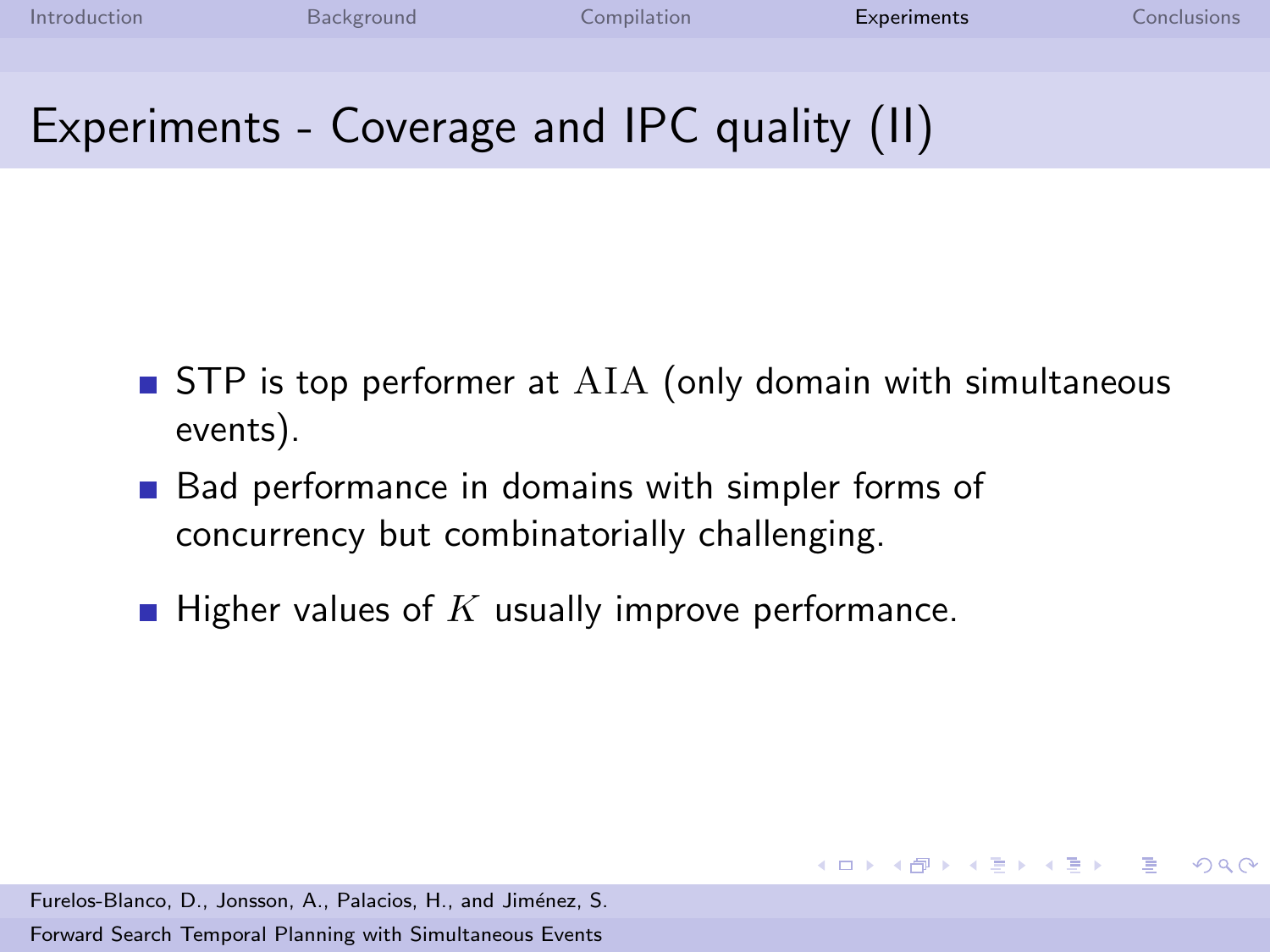# Experiments - Coverage and IPC quality (II)

- STP is top performer at $\mathrm{AIA}$ (only domain with simultaneous events).
- Bad performance in domains with simpler forms of concurrency but combinatorially challenging.
- Higher values of $K$ usually improve performance.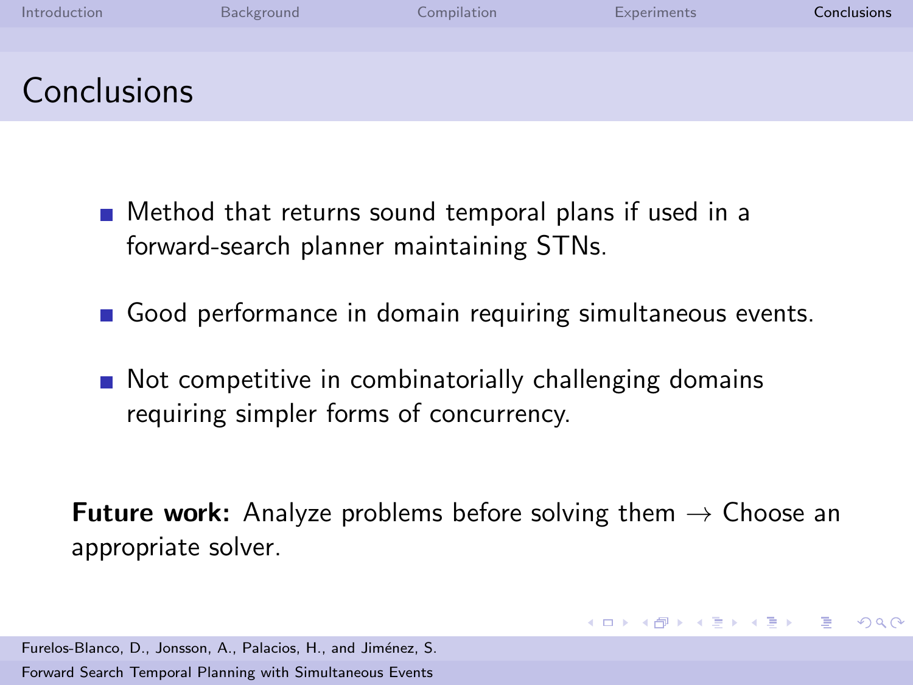# Conclusions

- Method that returns sound temporal plans if used in a forward-search planner maintaining STNs.
- Good performance in domain requiring simultaneous events.
- Not competitive in combinatorially challenging domains requiring simpler forms of concurrency.

**Future work:** Analyze problems before solving them → Choose an appropriate solver.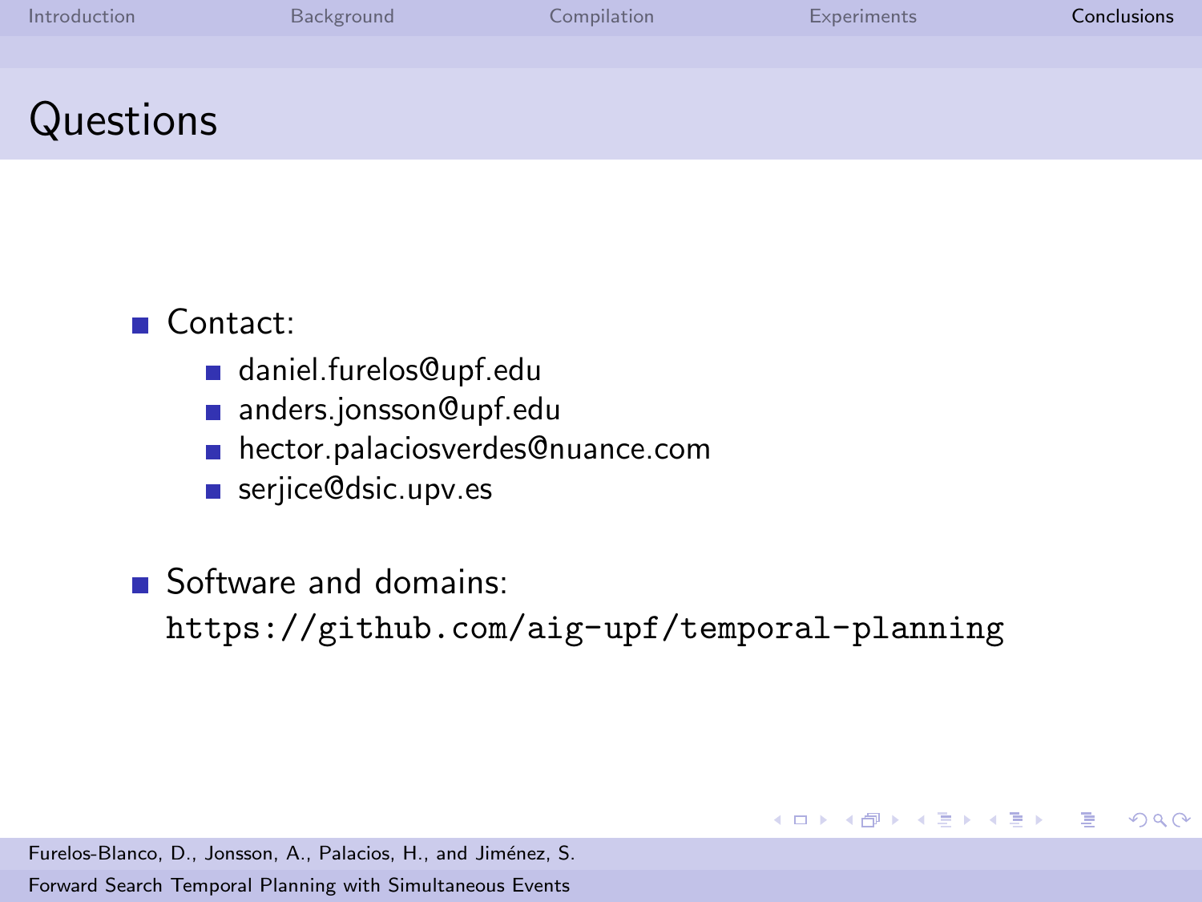# Questions

- Contact:
  - daniel.furelos@upf.edu
  - anders.jonsson@upf.edu
  - hector.palaciosverdes@nuance.com
  - serjice@dsic.upv.es
- Software and domains:
  `https://github.com/aig-upf/temporal-planning`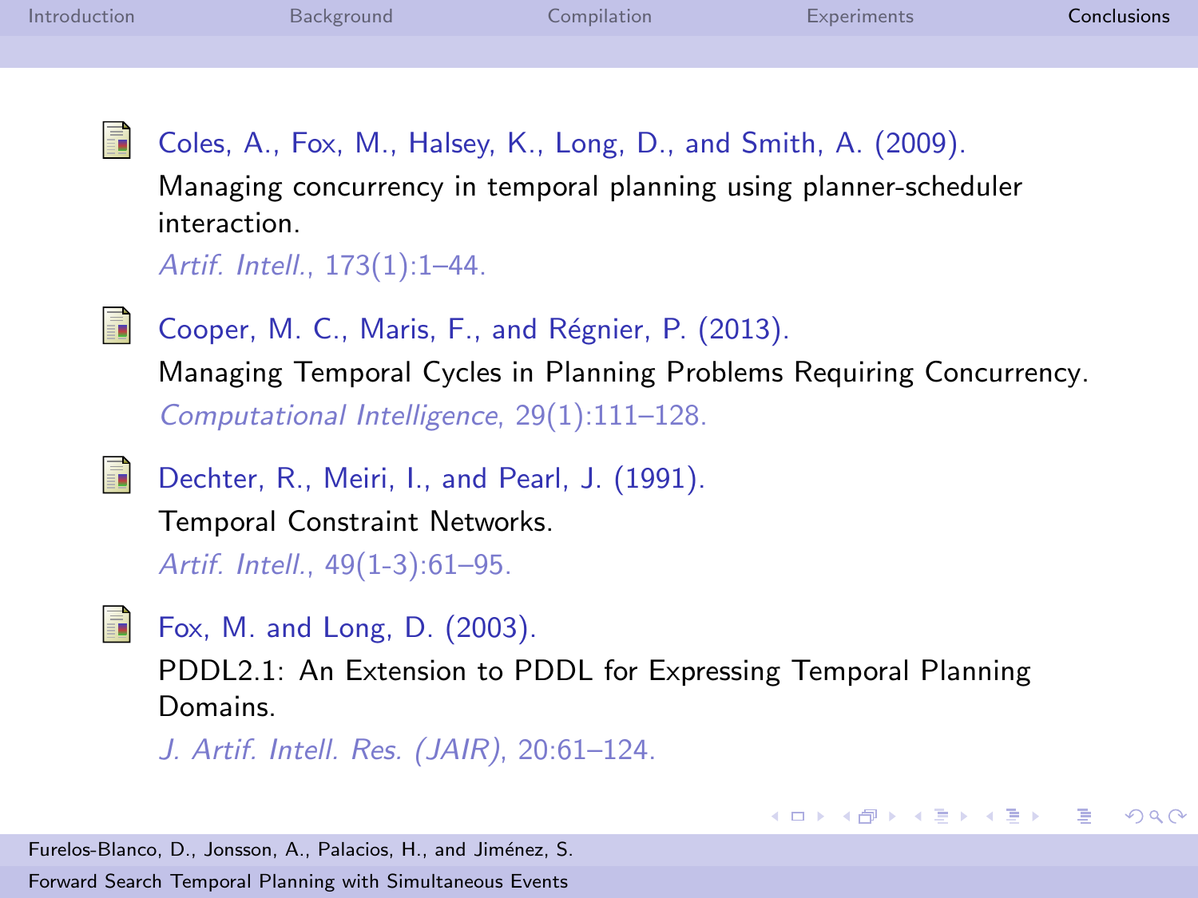Coles, A., Fox, M., Halsey, K., Long, D., and Smith, A. (2009).
Managing concurrency in temporal planning using planner-scheduler interaction.
*Artif. Intell.*, 173(1):1–44.

Cooper, M. C., Maris, F., and Régnier, P. (2013).
Managing Temporal Cycles in Planning Problems Requiring Concurrency.
*Computational Intelligence*, 29(1):111–128.

Dechter, R., Meiri, I., and Pearl, J. (1991).
Temporal Constraint Networks.
*Artif. Intell.*, 49(1-3):61–95.

Fox, M. and Long, D. (2003).
PDDL2.1: An Extension to PDDL for Expressing Temporal Planning Domains.
*J. Artif. Intell. Res. (JAIR)*, 20:61–124.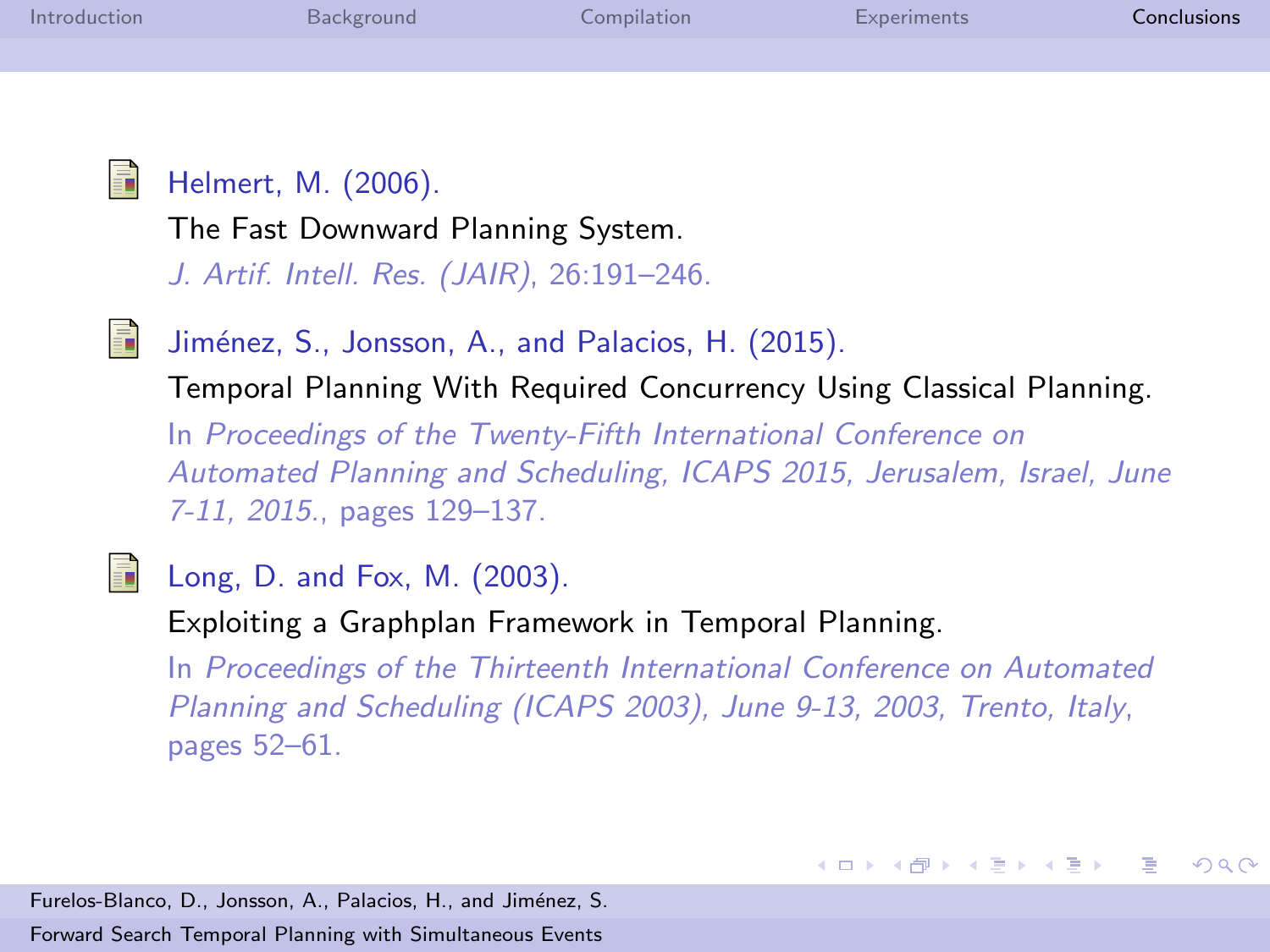- Helmert, M. (2006).
  The Fast Downward Planning System.
  *J. Artif. Intell. Res. (JAIR)*, 26:191–246.

- Jiménez, S., Jonsson, A., and Palacios, H. (2015).
  Temporal Planning With Required Concurrency Using Classical Planning.
  In *Proceedings of the Twenty-Fifth International Conference on Automated Planning and Scheduling, ICAPS 2015, Jerusalem, Israel, June 7-11, 2015.*, pages 129–137.

- Long, D. and Fox, M. (2003).
  Exploiting a Graphplan Framework in Temporal Planning.
  In *Proceedings of the Thirteenth International Conference on Automated Planning and Scheduling (ICAPS 2003), June 9-13, 2003, Trento, Italy*, pages 52–61.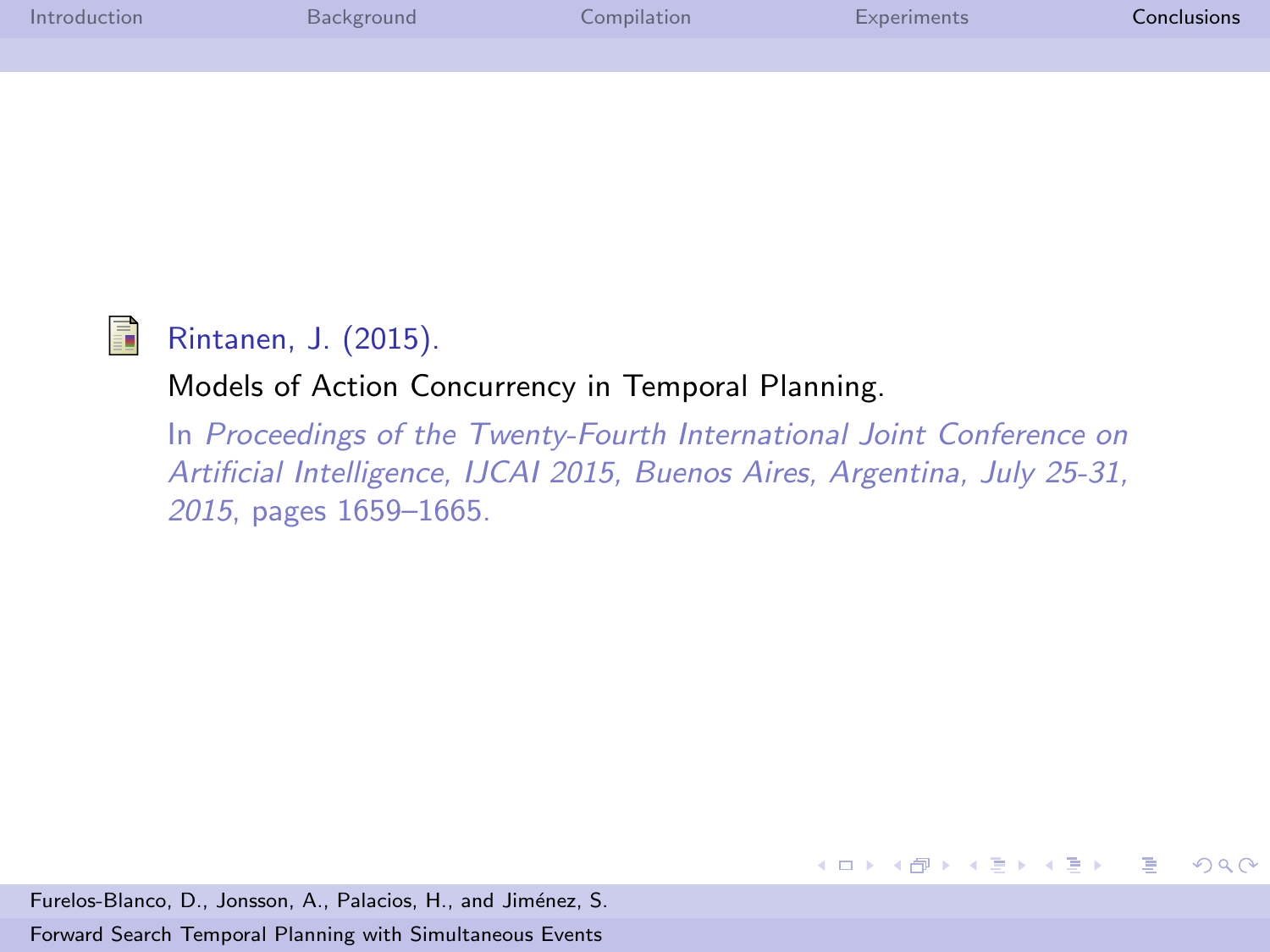Rintanen, J. (2015).

Models of Action Concurrency in Temporal Planning.

In *Proceedings of the Twenty-Fourth International Joint Conference on Artificial Intelligence, IJCAI 2015, Buenos Aires, Argentina, July 25-31, 2015*, pages 1659–1665.